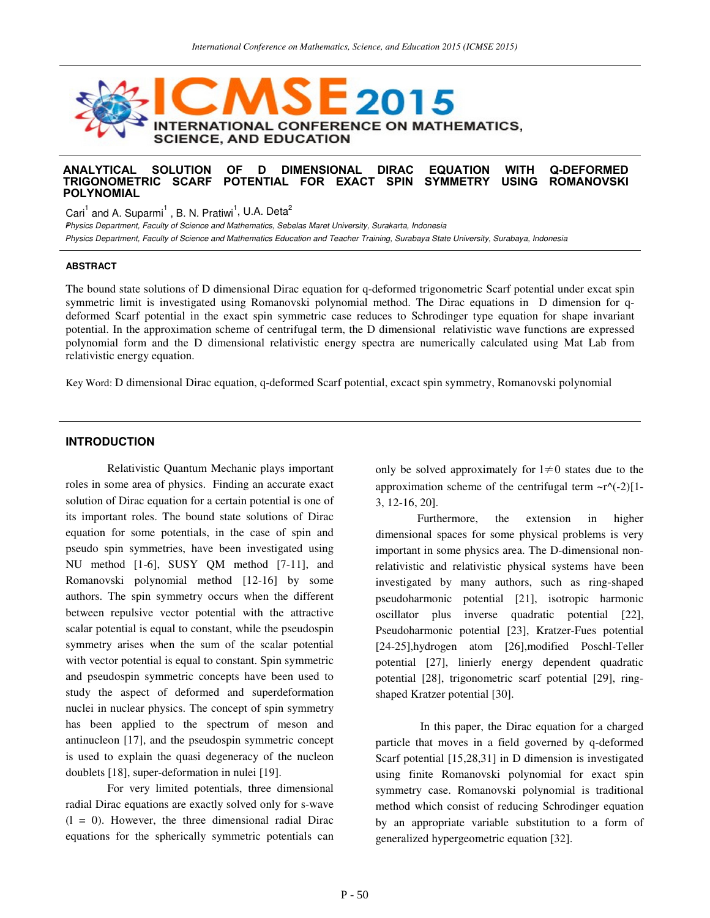# ANALYTICAL SOLUTION OF D DIMENSIONAL DIRAC EQUATION WITH Q-DEFORMED TRIGONOMETRIC SCARF POTENTIAL FOR EXACT SPIN SYMMETRY USING ROMANOVSKI POLYNOMIAL

Cari[1] and A. Suparmi[1] , B. N. Pratiwi[1], U.A. Deta[2]

*[1]Physics Department, Faculty of Science and Mathematics, Sebelas Maret University, Surakarta, Indonesia*

*[2]Physics Department, Faculty of Science and Mathematics Education and Teacher Training, Surabaya State University, Surabaya, Indonesia*

### ABSTRACT

The bound state solutions of D dimensional Dirac equation for q-deformed trigonometric Scarf potential under excat spin symmetric limit is investigated using Romanovski polynomial method. The Dirac equations in D dimension for q-deformed Scarf potential in the exact spin symmetric case reduces to Schrodinger type equation for shape invariant potential. In the approximation scheme of centrifugal term, the D dimensional relativistic wave functions are expressed polynomial form and the D dimensional relativistic energy spectra are numerically calculated using Mat Lab from relativistic energy equation.

Key Word: D dimensional Dirac equation, q-deformed Scarf potential, excact spin symmetry, Romanovski polynomial

## INTRODUCTION

Relativistic Quantum Mechanic plays important roles in some area of physics. Finding an accurate exact solution of Dirac equation for a certain potential is one of its important roles. The bound state solutions of Dirac equation for some potentials, in the case of spin and pseudo spin symmetries, have been investigated using NU method [1-6], SUSY QM method [7-11], and Romanovski polynomial method [12-16] by some authors. The spin symmetry occurs when the different between repulsive vector potential with the attractive scalar potential is equal to constant, while the pseudospin symmetry arises when the sum of the scalar potential with vector potential is equal to constant. Spin symmetric and pseudospin symmetric concepts have been used to study the aspect of deformed and superdeformation nuclei in nuclear physics. The concept of spin symmetry has been applied to the spectrum of meson and antinucleon [17], and the pseudospin symmetric concept is used to explain the quasi degeneracy of the nucleon doublets [18], super-deformation in nulei [19].

For very limited potentials, three dimensional radial Dirac equations are exactly solved only for s-wave ($l$ = 0). However, the three dimensional radial Dirac equations for the spherically symmetric potentials can only be solved approximately for $l \neq 0$ states due to the approximation scheme of the centrifugal term ~r^(-2)[1-3, 12-16, 20].

Furthermore, the extension in higher dimensional spaces for some physical problems is very important in some physics area. The D-dimensional non-relativistic and relativistic physical systems have been investigated by many authors, such as ring-shaped pseudoharmonic potential [21], isotropic harmonic oscillator plus inverse quadratic potential [22], Pseudoharmonic potential [23], Kratzer-Fues potential [24-25],hydrogen atom [26],modified Poschl-Teller potential [27], linierly energy dependent quadratic potential [28], trigonometric scarf potential [29], ring-shaped Kratzer potential [30].

In this paper, the Dirac equation for a charged particle that moves in a field governed by q-deformed Scarf potential [15,28,31] in D dimension is investigated using finite Romanovski polynomial for exact spin symmetry case. Romanovski polynomial is traditional method which consist of reducing Schrodinger equation by an appropriate variable substitution to a form of generalized hypergeometric equation [32].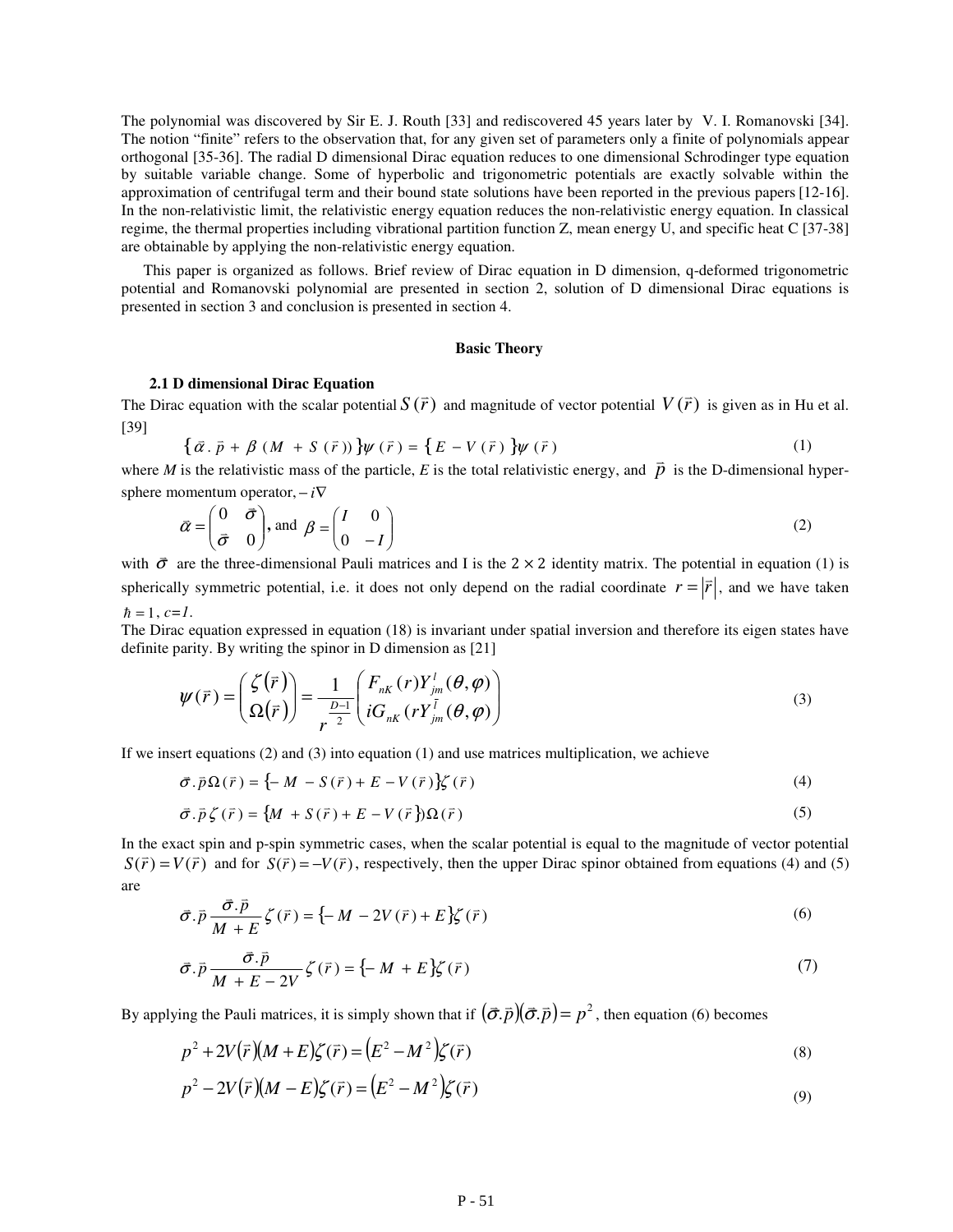The polynomial was discovered by Sir E. J. Routh [33] and rediscovered 45 years later by V. I. Romanovski [34]. The notion "finite" refers to the observation that, for any given set of parameters only a finite of polynomials appear orthogonal [35-36]. The radial D dimensional Dirac equation reduces to one dimensional Schrodinger type equation by suitable variable change. Some of hyperbolic and trigonometric potentials are exactly solvable within the approximation of centrifugal term and their bound state solutions have been reported in the previous papers [12-16]. In the non-relativistic limit, the relativistic energy equation reduces the non-relativistic energy equation. In classical regime, the thermal properties including vibrational partition function Z, mean energy U, and specific heat C [37-38] are obtainable by applying the non-relativistic energy equation.

This paper is organized as follows. Brief review of Dirac equation in D dimension, q-deformed trigonometric potential and Romanovski polynomial are presented in section 2, solution of D dimensional Dirac equations is presented in section 3 and conclusion is presented in section 4.

## Basic Theory

### 2.1 D dimensional Dirac Equation

The Dirac equation with the scalar potential $S(\vec{r})$ and magnitude of vector potential $V(\vec{r})$ is given as in Hu et al. [39]

$$\{\vec{\alpha}.\vec{p} + \beta(M + S(\vec{r}))\}\psi(\vec{r}) = \{E - V(\vec{r})\}\psi(\vec{r}) \tag{1}$$

where *M* is the relativistic mass of the particle, *E* is the total relativistic energy, and $\vec{p}$ is the D-dimensional hyper-sphere momentum operator, $-i\nabla$

$$\vec{\alpha} = \begin{pmatrix} 0 & \vec{\sigma} \\ \vec{\sigma} & 0 \end{pmatrix}, \text{ and } \beta = \begin{pmatrix} I & 0 \\ 0 & -I \end{pmatrix} \tag{2}$$

with $\vec{\sigma}$ are the three-dimensional Pauli matrices and I is the $2 \times 2$ identity matrix. The potential in equation (1) is spherically symmetric potential, i.e. it does not only depend on the radial coordinate $r = |\vec{r}|$, and we have taken $\hbar = 1$, $c=1$.

The Dirac equation expressed in equation (18) is invariant under spatial inversion and therefore its eigen states have definite parity. By writing the spinor in D dimension as [21]

$$\psi(\vec{r}) = \begin{pmatrix} \zeta(\vec{r}) \\ \Omega(\vec{r}) \end{pmatrix} = \frac{1}{r^{\frac{D-1}{2}}} \begin{pmatrix} F_{nK}(r) Y_{jm}^{l}(\theta, \varphi) \\ iG_{nK}(r Y_{jm}^{\tilde{l}}(\theta, \varphi) \end{pmatrix} \tag{3}$$

If we insert equations (2) and (3) into equation (1) and use matrices multiplication, we achieve

$$\vec{\sigma}.\vec{p}\,\Omega(\vec{r}) = \{-M - S(\vec{r}) + E - V(\vec{r})\}\zeta(\vec{r}) \tag{4}$$

$$\vec{\sigma}.\vec{p}\,\zeta(\vec{r}) = \{M + S(\vec{r}) + E - V(\vec{r})\}\Omega(\vec{r}) \tag{5}$$

In the exact spin and p-spin symmetric cases, when the scalar potential is equal to the magnitude of vector potential $S(\vec{r}) = V(\vec{r})$ and for $S(\vec{r}) = -V(\vec{r})$, respectively, then the upper Dirac spinor obtained from equations (4) and (5) are

$$\vec{\sigma}.\vec{p}\,\frac{\vec{\sigma}.\vec{p}}{M + E}\zeta(\vec{r}) = \{-M - 2V(\vec{r}) + E\}\zeta(\vec{r}) \tag{6}$$

$$\vec{\sigma}.\vec{p}\,\frac{\vec{\sigma}.\vec{p}}{M + E - 2V}\zeta(\vec{r}) = \{-M + E\}\zeta(\vec{r}) \tag{7}$$

By applying the Pauli matrices, it is simply shown that if $(\vec{\sigma}.\vec{p})(\vec{\sigma}.\vec{p}) = p^2$, then equation (6) becomes

$$p^2 + 2V(\vec{r})(M + E)\zeta(\vec{r}) = (E^2 - M^2)\zeta(\vec{r}) \tag{8}$$

$$p^2 - 2V(\vec{r})(M - E)\zeta(\vec{r}) = (E^2 - M^2)\zeta(\vec{r}) \tag{9}$$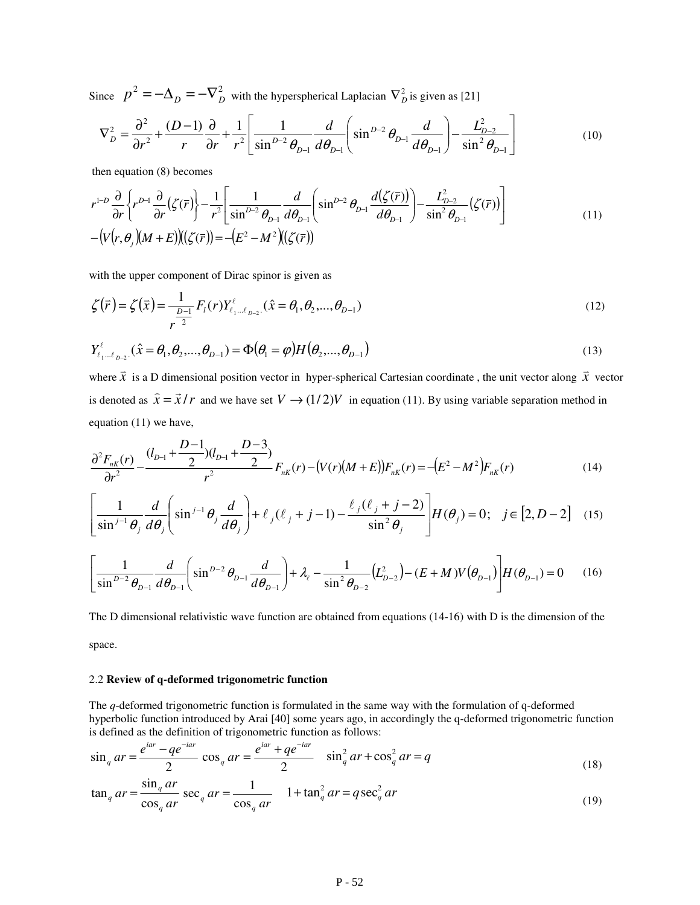Since $p^2 = -\Delta_D = -\nabla_D^2$ with the hyperspherical Laplacian $\nabla_D^2$ is given as [21]

$$\nabla_D^2 = \frac{\partial^2}{\partial r^2} + \frac{(D-1)}{r}\frac{\partial}{\partial r} + \frac{1}{r^2}\left[\frac{1}{\sin^{D-2}\theta_{D-1}}\frac{d}{d\theta_{D-1}}\left(\sin^{D-2}\theta_{D-1}\frac{d}{d\theta_{D-1}}\right) - \frac{L_{D-2}^2}{\sin^2\theta_{D-1}}\right] \tag{10}$$

then equation (8) becomes

$$r^{1-D}\frac{\partial}{\partial r}\left\{r^{D-1}\frac{\partial}{\partial r}\left(\zeta(\vec{r})\right)\right\} - \frac{1}{r^2}\left[\frac{1}{\sin^{D-2}\theta_{D-1}}\frac{d}{d\theta_{D-1}}\left(\sin^{D-2}\theta_{D-1}\frac{d(\zeta(\vec{r}))}{d\theta_{D-1}}\right) - \frac{L_{D-2}^2}{\sin^2\theta_{D-1}}\left(\zeta(\vec{r})\right)\right]$$
$$-\left(V(r,\theta_j)(M+E)\right)\left(\left(\zeta(\vec{r})\right)\right) = -\left(E^2 - M^2\right)\left(\left(\zeta(\vec{r})\right)\right) \tag{11}$$

with the upper component of Dirac spinor is given as

$$\zeta(\vec{r}) = \zeta(\vec{x}) = \frac{1}{r^{\frac{D-1}{2}}}F_l(r)Y_{\ell_1\ldots\ell_{D-2}}^{\ell}(\hat{x} = \theta_1, \theta_2, \ldots, \theta_{D-1}) \tag{12}$$

$$Y_{\ell_1\ldots\ell_{D-2}}^{\ell}(\hat{x} = \theta_1, \theta_2, \ldots, \theta_{D-1}) = \Phi(\theta_1 = \varphi)H(\theta_2, \ldots, \theta_{D-1}) \tag{13}$$

where $\vec{x}$ is a D dimensional position vector in hyper-spherical Cartesian coordinate , the unit vector along $\vec{x}$ vector is denoted as $\hat{x} = \vec{x}/r$ and we have set $V \to (1/2)V$ in equation (11). By using variable separation method in equation (11) we have,

$$\frac{\partial^2 F_{nK}(r)}{\partial r^2} - \frac{(l_{D-1} + \frac{D-1}{2})(l_{D-1} + \frac{D-3}{2})}{r^2}F_{nK}(r) - \left(V(r)(M+E)\right)F_{nK}(r) = -\left(E^2 - M^2\right)F_{nK}(r) \tag{14}$$

$$\left[\frac{1}{\sin^{j-1}\theta_j}\frac{d}{d\theta_j}\left(\sin^{j-1}\theta_j\frac{d}{d\theta_j}\right) + \ell_j(\ell_j + j - 1) - \frac{\ell_j(\ell_j + j - 2)}{\sin^2\theta_j}\right]H(\theta_j) = 0; \quad j \in [2, D-2] \tag{15}$$

$$\left[\frac{1}{\sin^{D-2}\theta_{D-1}}\frac{d}{d\theta_{D-1}}\left(\sin^{D-2}\theta_{D-1}\frac{d}{d\theta_{D-1}}\right) + \lambda_\ell - \frac{1}{\sin^2\theta_{D-2}}\left(L_{D-2}^2\right) - (E+M)V\left(\theta_{D-1}\right)\right]H(\theta_{D-1}) = 0 \tag{16}$$

The D dimensional relativistic wave function are obtained from equations (14-16) with D is the dimension of the space.

### 2.2 **Review of q-deformed trigonometric function**

The *q*-deformed trigonometric function is formulated in the same way with the formulation of q-deformed hyperbolic function introduced by Arai [40] some years ago, in accordingly the q-deformed trigonometric function is defined as the definition of trigonometric function as follows:

$$\sin_q ar = \frac{e^{iar} - qe^{-iar}}{2} \quad \cos_q ar = \frac{e^{iar} + qe^{-iar}}{2} \quad \sin_q^2 ar + \cos_q^2 ar = q \tag{18}$$

$$\tan_q ar = \frac{\sin_q ar}{\cos_q ar} \quad \sec_q ar = \frac{1}{\cos_q ar} \quad 1 + \tan_q^2 ar = q\sec_q^2 ar \tag{19}$$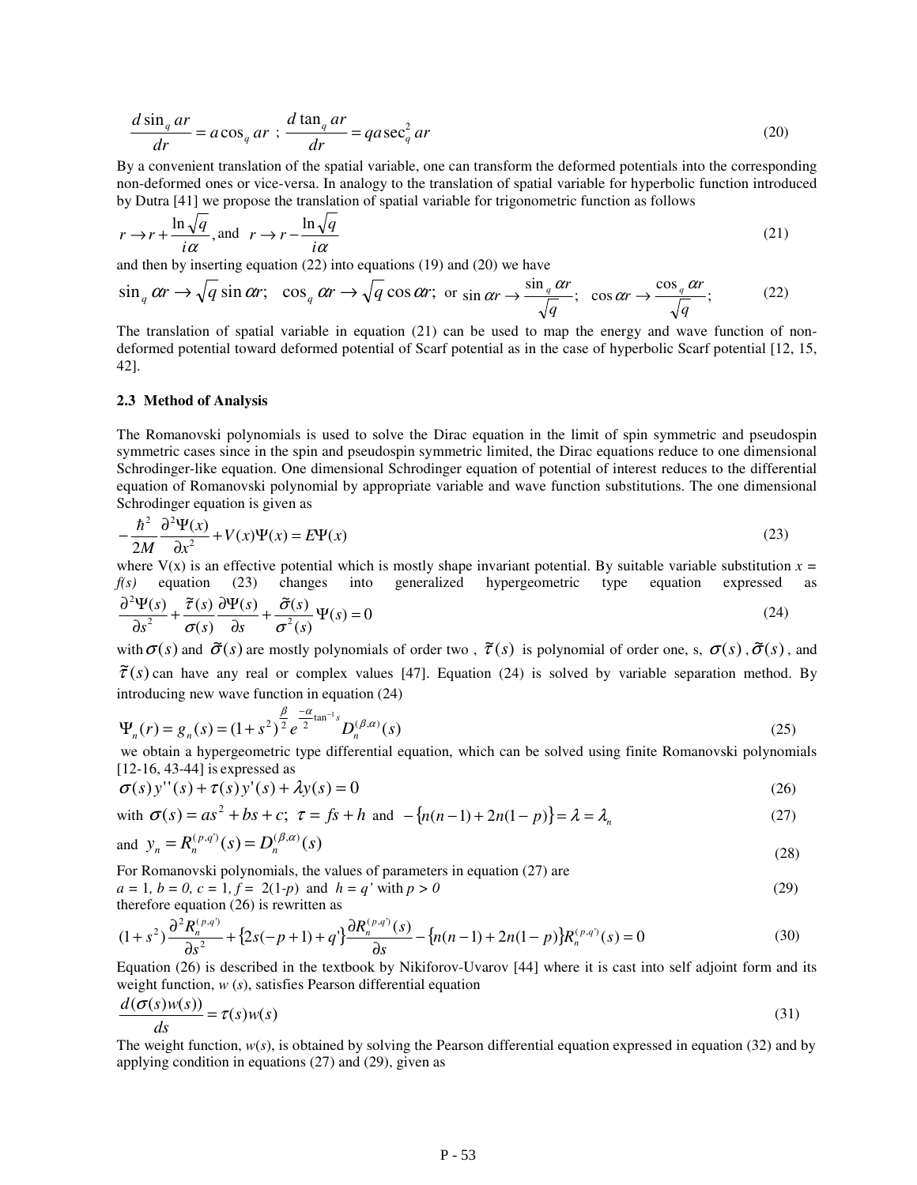$$\frac{d\sin_q ar}{dr} = a\cos_q ar \ ; \ \frac{d\tan_q ar}{dr} = qa\sec_q^2 ar \tag{20}$$

By a convenient translation of the spatial variable, one can transform the deformed potentials into the corresponding non-deformed ones or vice-versa. In analogy to the translation of spatial variable for hyperbolic function introduced by Dutra [41] we propose the translation of spatial variable for trigonometric function as follows

$$r \to r + \frac{\ln\sqrt{q}}{i\alpha}, \text{and} \quad r \to r - \frac{\ln\sqrt{q}}{i\alpha} \tag{21}$$

and then by inserting equation (22) into equations (19) and (20) we have

$$\sin_q \alpha r \to \sqrt{q}\sin \alpha r; \quad \cos_q \alpha r \to \sqrt{q}\cos \alpha r; \ \text{or} \ \sin \alpha r \to \frac{\sin_q \alpha r}{\sqrt{q}}; \quad \cos \alpha r \to \frac{\cos_q \alpha r}{\sqrt{q}}; \tag{22}$$

The translation of spatial variable in equation (21) can be used to map the energy and wave function of non-deformed potential toward deformed potential of Scarf potential as in the case of hyperbolic Scarf potential [12, 15, 42].

### 2.3 Method of Analysis

The Romanovski polynomials is used to solve the Dirac equation in the limit of spin symmetric and pseudospin symmetric cases since in the spin and pseudospin symmetric limited, the Dirac equations reduce to one dimensional Schrodinger-like equation. One dimensional Schrodinger equation of potential of interest reduces to the differential equation of Romanovski polynomial by appropriate variable and wave function substitutions. The one dimensional Schrodinger equation is given as

$$-\frac{\hbar^2}{2M}\frac{\partial^2\Psi(x)}{\partial x^2} + V(x)\Psi(x) = E\Psi(x) \tag{23}$$

where V(x) is an effective potential which is mostly shape invariant potential. By suitable variable substitution $x = f(s)$ equation (23) changes into generalized hypergeometric type equation expressed as

$$\frac{\partial^2\Psi(s)}{\partial s^2} + \frac{\tilde{\tau}(s)}{\sigma(s)}\frac{\partial\Psi(s)}{\partial s} + \frac{\tilde{\sigma}(s)}{\sigma^2(s)}\Psi(s) = 0 \tag{24}$$

with $\sigma(s)$ and $\tilde{\sigma}(s)$ are mostly polynomials of order two , $\tilde{\tau}(s)$ is polynomial of order one, s, $\sigma(s)$, $\tilde{\sigma}(s)$, and $\tilde{\tau}(s)$ can have any real or complex values [47]. Equation (24) is solved by variable separation method. By introducing new wave function in equation (24)

$$\Psi_n(r) = g_n(s) = (1+s^2)^{\frac{\beta}{2}} e^{\frac{-\alpha}{2}\tan^{-1}s} D_n^{(\beta,\alpha)}(s) \tag{25}$$

we obtain a hypergeometric type differential equation, which can be solved using finite Romanovski polynomials [12-16, 43-44] is expressed as

$$\sigma(s)y''(s) + \tau(s)y'(s) + \lambda y(s) = 0 \tag{26}$$

$$\text{with } \sigma(s) = as^2 + bs + c; \ \tau = fs + h \ \text{ and } \ -\{n(n-1) + 2n(1-p)\} = \lambda = \lambda_n \tag{27}$$

$$\text{and } y_n = R_n^{(p,q')}(s) = D_n^{(\beta,\alpha)}(s) \tag{28}$$

For Romanovski polynomials, the values of parameters in equation (27) are

$a = 1,\ b = 0,\ c = 1,\ f = 2(1\text{-}p)$ and $h = q'$ with $p > 0$ (29)

therefore equation (26) is rewritten as

$$(1+s^2)\frac{\partial^2 R_n^{(p,q')}}{\partial s^2} + \{2s(-p+1) + q'\}\frac{\partial R_n^{(p,q')}(s)}{\partial s} - \{n(n-1) + 2n(1-p)\}R_n^{(p,q')}(s) = 0 \tag{30}$$

Equation (26) is described in the textbook by Nikiforov-Uvarov [44] where it is cast into self adjoint form and its weight function, $w(s)$, satisfies Pearson differential equation

$$\frac{d(\sigma(s)w(s))}{ds} = \tau(s)w(s) \tag{31}$$

The weight function, $w(s)$, is obtained by solving the Pearson differential equation expressed in equation (32) and by applying condition in equations (27) and (29), given as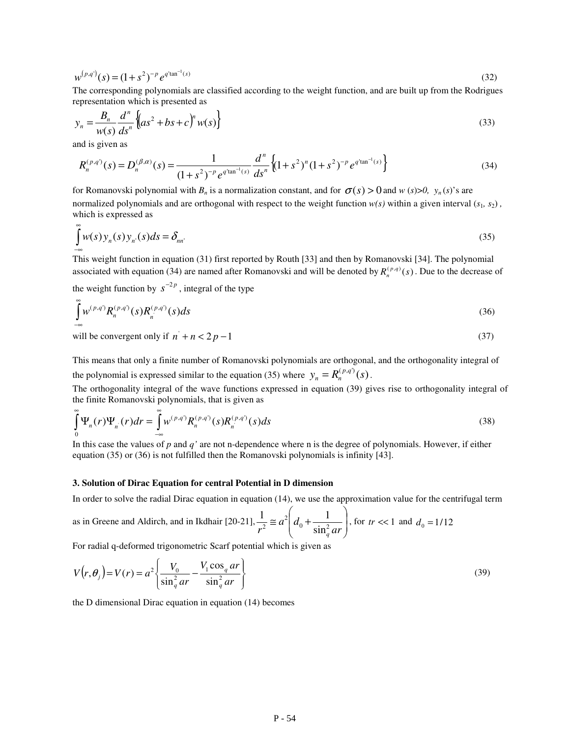$$w^{(p,q')}(s) = (1+s^2)^{-p} e^{q'\tan^{-1}(s)} \tag{32}$$

The corresponding polynomials are classified according to the weight function, and are built up from the Rodrigues representation which is presented as

$$y_n = \frac{B_n}{w(s)} \frac{d^n}{ds^n} \left\{ \left(as^2 + bs + c\right)^n w(s) \right\} \tag{33}$$

and is given as

$$R_n^{(p,q')}(s) = D_n^{(\beta,\alpha)}(s) = \frac{1}{(1+s^2)^{-p} e^{q'\tan^{-1}(s)}} \frac{d^n}{ds^n} \left\{ (1+s^2)^n (1+s^2)^{-p} e^{q'\tan^{-1}(s)} \right\} \tag{34}$$

for Romanovski polynomial with $B_n$ is a normalization constant, and for $\sigma(s) > 0$ and $w(s)>0$, $y_n(s)$'s are normalized polynomials and are orthogonal with respect to the weight function $w(s)$ within a given interval $(s_1, s_2)$, which is expressed as

$$\int_{-\infty}^{\infty} w(s) y_n(s) y_{n'}(s) ds = \delta_{nn'} \tag{35}$$

This weight function in equation (31) first reported by Routh [33] and then by Romanovski [34]. The polynomial associated with equation (34) are named after Romanovski and will be denoted by $R_n^{(p,q)}(s)$. Due to the decrease of the weight function by $s^{-2p}$, integral of the type

$$\int_{-\infty}^{\infty} w^{(p,q')} R_n^{(p,q')}(s) R_{n'}^{(p,q')}(s) ds \tag{36}$$

will be convergent only if $n' + n < 2p - 1$ (37)

This means that only a finite number of Romanovski polynomials are orthogonal, and the orthogonality integral of the polynomial is expressed similar to the equation (35) where $y_n = R_n^{(p,q')}(s)$.

The orthogonality integral of the wave functions expressed in equation (39) gives rise to orthogonality integral of the finite Romanovski polynomials, that is given as

$$\int_0^{\infty} \Psi_n(r) \Psi_{n'}(r) dr = \int_{-\infty}^{\infty} w^{(p,q')} R_n^{(p,q')}(s) R_{n'}^{(p,q')}(s) ds \tag{38}$$

In this case the values of $p$ and $q'$ are not n-dependence where n is the degree of polynomials. However, if either equation (35) or (36) is not fulfilled then the Romanovski polynomials is infinity [43].

### 3. Solution of Dirac Equation for central Potential in D dimension

In order to solve the radial Dirac equation in equation (14), we use the approximation value for the centrifugal term as in Greene and Aldirch, and in Ikdhair [20-21], $\frac{1}{r^2} \cong a^2 \left( d_0 + \frac{1}{\sin_q^2 ar} \right)$, for $tr << 1$ and $d_0 = 1/12$

For radial q-deformed trigonometric Scarf potential which is given as

$$V(r, \theta_j) = V(r) = a^2 \left\{ \frac{V_0}{\sin_q^2 ar} - \frac{V_1 \cos_q ar}{\sin_q^2 ar} \right\} \tag{39}$$

the D dimensional Dirac equation in equation (14) becomes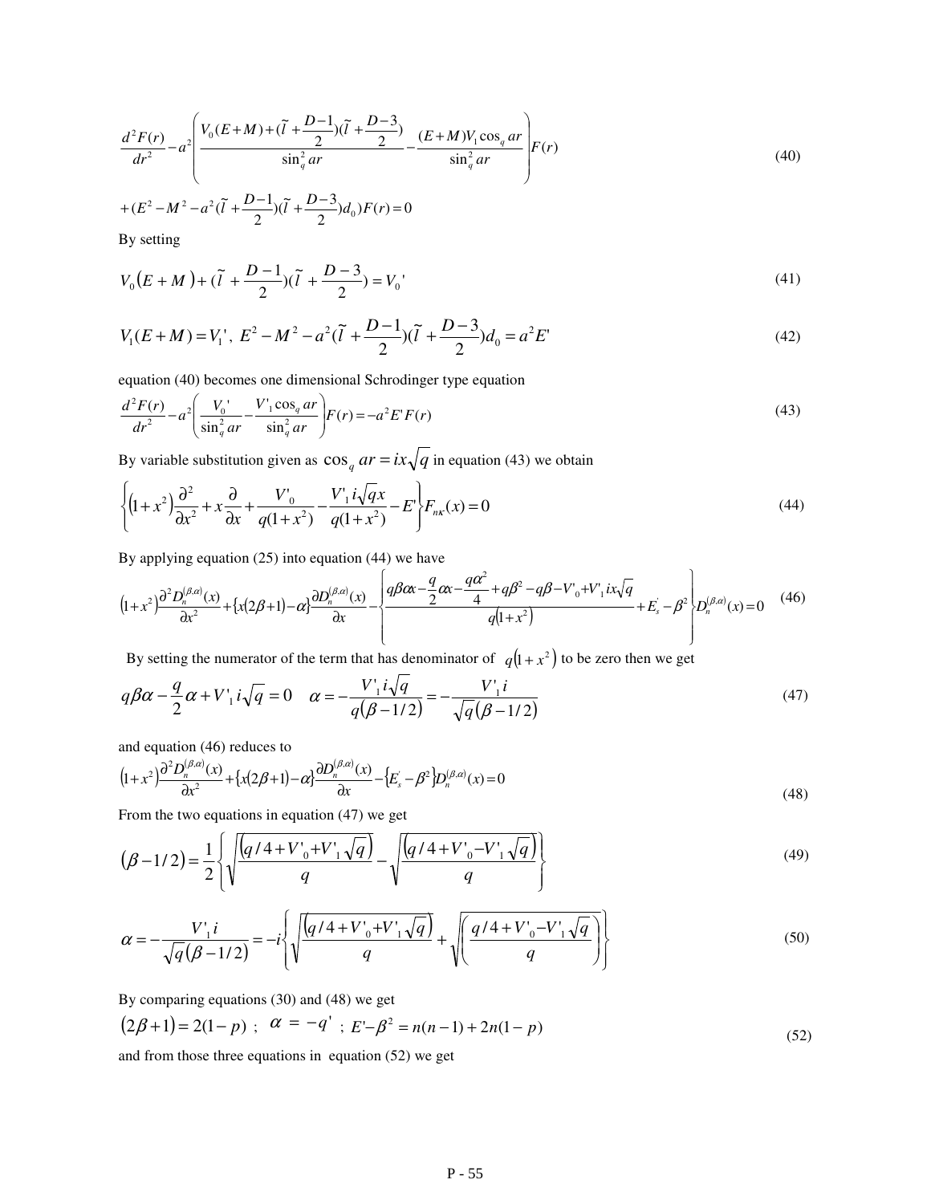$$\frac{d^2F(r)}{dr^2}-a^2\left(\frac{V_0(E+M)+(\tilde{l}+\frac{D-1}{2})(\tilde{l}+\frac{D-3}{2})}{\sin_q^2 ar}-\frac{(E+M)V_1\cos_q ar}{\sin_q^2 ar}\right)F(r)$$
$$+(E^2-M^2-a^2(\tilde{l}+\frac{D-1}{2})(\tilde{l}+\frac{D-3}{2})d_0)F(r)=0 \tag{40}$$

By setting

$$V_0(E+M)+(\tilde{l}+\frac{D-1}{2})(\tilde{l}+\frac{D-3}{2})=V_0' \tag{41}$$

$$V_1(E+M)=V_1',\ E^2-M^2-a^2(\tilde{l}+\frac{D-1}{2})(\tilde{l}+\frac{D-3}{2})d_0=a^2E' \tag{42}$$

equation (40) becomes one dimensional Schrodinger type equation

$$\frac{d^2F(r)}{dr^2}-a^2\left(\frac{V_0'}{\sin_q^2 ar}-\frac{V'_1\cos_q ar}{\sin_q^2 ar}\right)F(r)=-a^2E'F(r) \tag{43}$$

By variable substitution given as $\cos_q ar=ix\sqrt{q}$ in equation (43) we obtain

$$\left\{(1+x^2)\frac{\partial^2}{\partial x^2}+x\frac{\partial}{\partial x}+\frac{V'_0}{q(1+x^2)}-\frac{V'_1 i\sqrt{q}x}{q(1+x^2)}-E'\right\}F_{n\kappa}(x)=0 \tag{44}$$

By applying equation (25) into equation (44) we have

$$(1+x^2)\frac{\partial^2 D_n^{(\beta,\alpha)}(x)}{\partial x^2}+\{x(2\beta+1)-\alpha\}\frac{\partial D_n^{(\beta,\alpha)}(x)}{\partial x}-\left\{\frac{q\beta\alpha x-\frac{q}{2}\alpha x-\frac{q\alpha^2}{4}+q\beta^2-q\beta-V'_0+V'_1 ix\sqrt{q}}{q(1+x^2)}+E_s'-\beta^2\right\}D_n^{(\beta,\alpha)}(x)=0 \tag{46}$$

By setting the numerator of the term that has denominator of $q(1+x^2)$ to be zero then we get

$$q\beta\alpha-\frac{q}{2}\alpha+V'_1 i\sqrt{q}=0\quad \alpha=-\frac{V'_1 i\sqrt{q}}{q(\beta-1/2)}=-\frac{V'_1 i}{\sqrt{q}(\beta-1/2)} \tag{47}$$

and equation (46) reduces to

$$(1+x^2)\frac{\partial^2 D_n^{(\beta,\alpha)}(x)}{\partial x^2}+\{x(2\beta+1)-\alpha\}\frac{\partial D_n^{(\beta,\alpha)}(x)}{\partial x}-\{E_s'-\beta^2\}D_n^{(\beta,\alpha)}(x)=0 \tag{48}$$

From the two equations in equation (47) we get

$$(\beta-1/2)=\frac{1}{2}\left\{\sqrt{\frac{(q/4+V'_0+V'_1\sqrt{q})}{q}}-\sqrt{\frac{(q/4+V'_0-V'_1\sqrt{q})}{q}}\right\} \tag{49}$$

$$\alpha=-\frac{V'_1 i}{\sqrt{q}(\beta-1/2)}=-i\left\{\sqrt{\frac{(q/4+V'_0+V'_1\sqrt{q})}{q}}+\sqrt{\left(\frac{q/4+V'_0-V'_1\sqrt{q}}{q}\right)}\right\} \tag{50}$$

By comparing equations (30) and (48) we get

$$(2\beta+1)=2(1-p)\ ;\ \alpha=-q'\ ;\ E'-\beta^2=n(n-1)+2n(1-p) \tag{52}$$

and from those three equations in equation (52) we get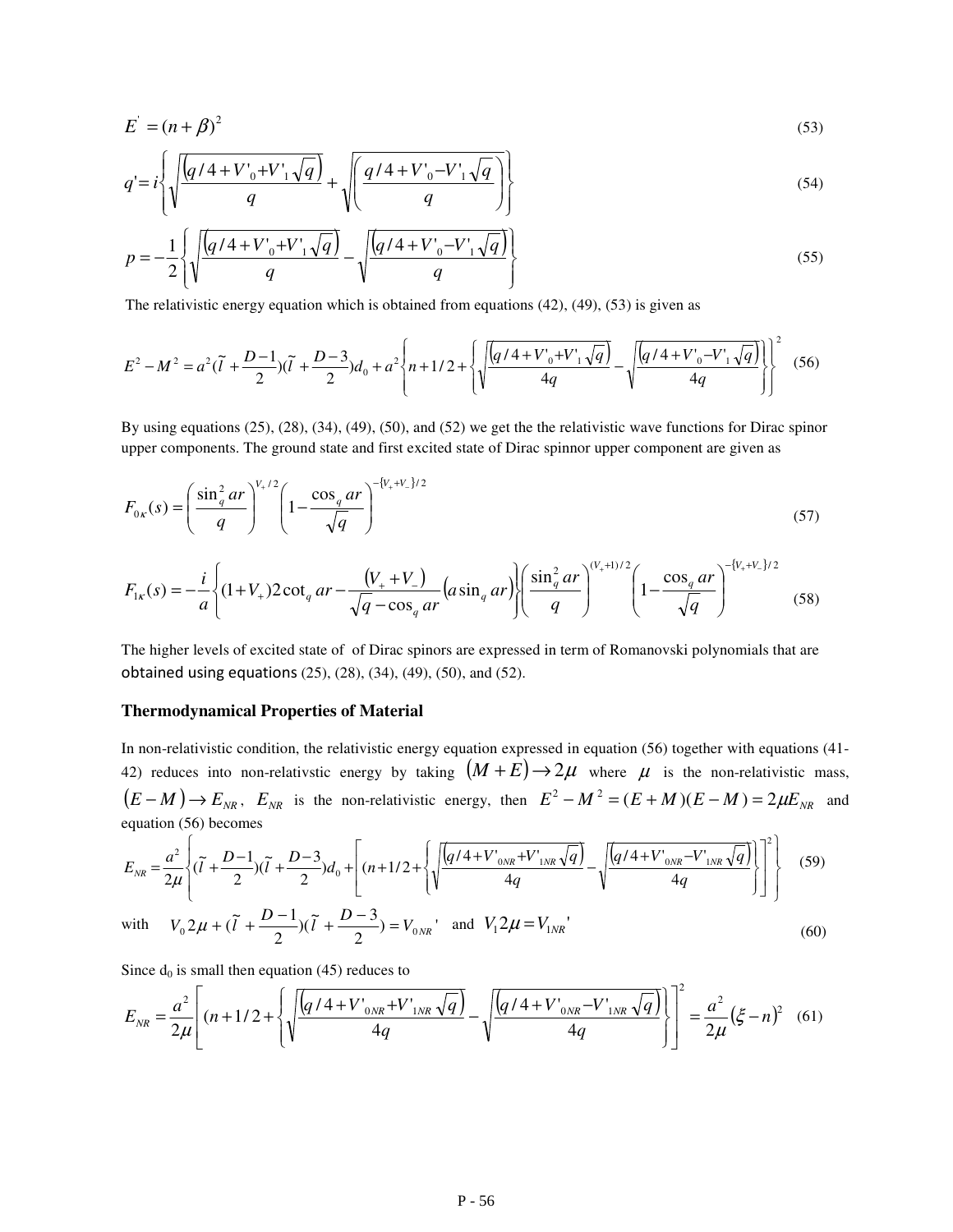$$E^{'} = (n+\beta)^2 \tag{53}$$

$$q' = i\left\{\sqrt{\frac{\left(q/4+V'_0+V'_1\sqrt{q}\right)}{q}}+\sqrt{\left(\frac{q/4+V'_0-V'_1\sqrt{q}}{q}\right)}\right\} \tag{54}$$

$$p = -\frac{1}{2}\left\{\sqrt{\frac{\left(q/4+V'_0+V'_1\sqrt{q}\right)}{q}}-\sqrt{\frac{\left(q/4+V'_0-V'_1\sqrt{q}\right)}{q}}\right\} \tag{55}$$

The relativistic energy equation which is obtained from equations (42), (49), (53) is given as

$$E^2 - M^2 = a^2(\tilde{l}+\frac{D-1}{2})(\tilde{l}+\frac{D-3}{2})d_0 + a^2\left\{n+1/2+\left\{\sqrt{\frac{\left(q/4+V'_0+V'_1\sqrt{q}\right)}{4q}}-\sqrt{\frac{\left(q/4+V'_0-V'_1\sqrt{q}\right)}{4q}}\right\}\right\}^2 \tag{56}$$

By using equations (25), (28), (34), (49), (50), and (52) we get the the relativistic wave functions for Dirac spinor upper components. The ground state and first excited state of Dirac spinnor upper component are given as

$$F_{0\kappa}(s) = \left(\frac{\sin_q^2 ar}{q}\right)^{V_+/2}\left(1-\frac{\cos_q ar}{\sqrt{q}}\right)^{-\{V_+ + V_-\}/2} \tag{57}$$

$$F_{1\kappa}(s) = -\frac{i}{a}\left\{(1+V_+)2\cot_q ar - \frac{\left(V_+ + V_-\right)}{\sqrt{q}-\cos_q ar}\left(a\sin_q ar\right)\right\}\left(\frac{\sin_q^2 ar}{q}\right)^{(V_+ +1)/2}\left(1-\frac{\cos_q ar}{\sqrt{q}}\right)^{-\{V_+ + V_-\}/2} \tag{58}$$

The higher levels of excited state of of Dirac spinors are expressed in term of Romanovski polynomials that are obtained using equations (25), (28), (34), (49), (50), and (52).

## Thermodynamical Properties of Material

In non-relativistic condition, the relativistic energy equation expressed in equation (56) together with equations (41-42) reduces into non-relativstic energy by taking $(M+E)\rightarrow 2\mu$ where $\mu$ is the non-relativistic mass, $(E-M)\rightarrow E_{NR}$, $E_{NR}$ is the non-relativistic energy, then $E^2-M^2=(E+M)(E-M)=2\mu E_{NR}$ and equation (56) becomes

$$E_{NR} = \frac{a^2}{2\mu}\left\{(\tilde{l}+\frac{D-1}{2})(\tilde{l}+\frac{D-3}{2})d_0 + \left[(n+1/2+\left\{\sqrt{\frac{\left(q/4+V'_{0NR}+V'_{1NR}\sqrt{q}\right)}{4q}}-\sqrt{\frac{\left(q/4+V'_{0NR}-V'_{1NR}\sqrt{q}\right)}{4q}}\right\}\right]^2\right\} \tag{59}$$

with $\quad V_0 2\mu + (\tilde{l}+\frac{D-1}{2})(\tilde{l}+\frac{D-3}{2}) = V_{0NR}'$ and $V_1 2\mu = V_{1NR}'$ (60)

Since $d_0$ is small then equation (45) reduces to

$$E_{NR} = \frac{a^2}{2\mu}\left[(n+1/2+\left\{\sqrt{\frac{\left(q/4+V'_{0NR}+V'_{1NR}\sqrt{q}\right)}{4q}}-\sqrt{\frac{\left(q/4+V'_{0NR}-V'_{1NR}\sqrt{q}\right)}{4q}}\right\}\right]^2 = \frac{a^2}{2\mu}(\xi-n)^2 \tag{61}$$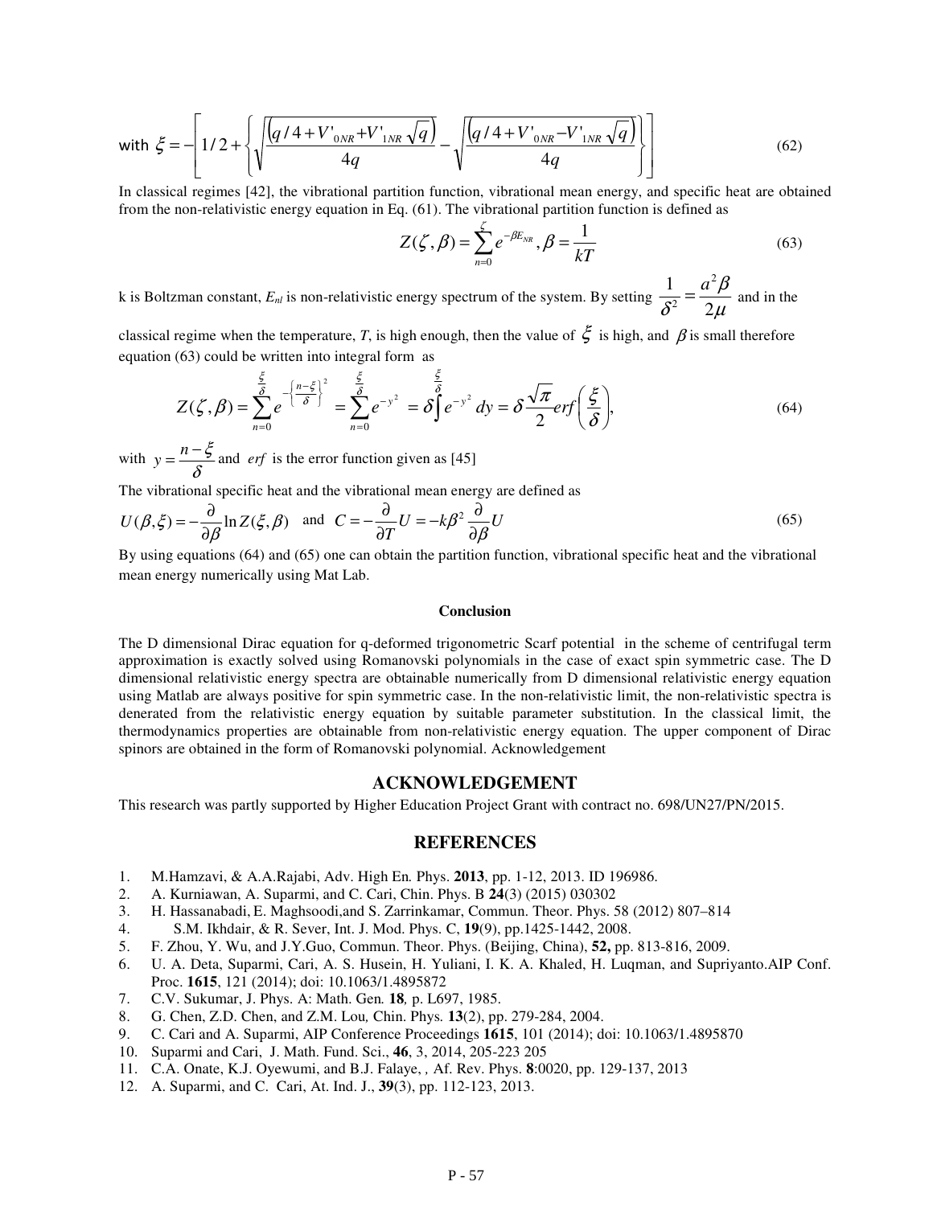with $\xi = -\left[ 1/2 + \left\{ \sqrt{\frac{\left(q/4 + V'_{0NR} + V'_{1NR}\sqrt{q}\right)}{4q}} - \sqrt{\frac{\left(q/4 + V'_{0NR} - V'_{1NR}\sqrt{q}\right)}{4q}} \right\} \right]$ (62)

In classical regimes [42], the vibrational partition function, vibrational mean energy, and specific heat are obtained from the non-relativistic energy equation in Eq. (61). The vibrational partition function is defined as

$$Z(\zeta, \beta) = \sum_{n=0}^{\zeta} e^{-\beta E_{NR}}, \beta = \frac{1}{kT} \tag{63}$$

k is Boltzman constant, $E_{nl}$ is non-relativistic energy spectrum of the system. By setting $\frac{1}{\delta^2} = \frac{a^2 \beta}{2\mu}$ and in the classical regime when the temperature, $T$, is high enough, then the value of $\xi$ is high, and $\beta$ is small therefore equation (63) could be written into integral form as

$$Z(\zeta, \beta) = \sum_{n=0}^{\frac{\xi}{\delta}} e^{-\left\{\frac{n-\xi}{\delta}\right\}^2} = \sum_{n=0}^{\frac{\xi}{\delta}} e^{-y^2} = \delta \int^{\frac{\xi}{\delta}} e^{-y^2}\, dy = \delta \frac{\sqrt{\pi}}{2} erf\left(\frac{\xi}{\delta}\right), \tag{64}$$

with $y = \frac{n-\xi}{\delta}$ and $erf$ is the error function given as [45]

The vibrational specific heat and the vibrational mean energy are defined as

$$U(\beta, \xi) = -\frac{\partial}{\partial \beta} \ln Z(\xi, \beta) \quad \text{and} \quad C = -\frac{\partial}{\partial T} U = -k\beta^2 \frac{\partial}{\partial \beta} U \tag{65}$$

By using equations (64) and (65) one can obtain the partition function, vibrational specific heat and the vibrational mean energy numerically using Mat Lab.

## Conclusion

The D dimensional Dirac equation for q-deformed trigonometric Scarf potential in the scheme of centrifugal term approximation is exactly solved using Romanovski polynomials in the case of exact spin symmetric case. The D dimensional relativistic energy spectra are obtainable numerically from D dimensional relativistic energy equation using Matlab are always positive for spin symmetric case. In the non-relativistic limit, the non-relativistic spectra is denerated from the relativistic energy equation by suitable parameter substitution. In the classical limit, the thermodynamics properties are obtainable from non-relativistic energy equation. The upper component of Dirac spinors are obtained in the form of Romanovski polynomial. Acknowledgement

## ACKNOWLEDGEMENT

This research was partly supported by Higher Education Project Grant with contract no. 698/UN27/PN/2015.

## REFERENCES

1. M.Hamzavi, & A.A.Rajabi, Adv. High En. Phys. **2013**, pp. 1-12, 2013. ID 196986.
2. A. Kurniawan, A. Suparmi, and C. Cari, Chin. Phys. B **24**(3) (2015) 030302
3. H. Hassanabadi, E. Maghsoodi,and S. Zarrinkamar, Commun. Theor. Phys. 58 (2012) 807–814
4. S.M. Ikhdair, & R. Sever, Int. J. Mod. Phys. C, **19**(9), pp.1425-1442, 2008.
5. F. Zhou, Y. Wu, and J.Y.Guo, Commun. Theor. Phys. (Beijing, China), **52,** pp. 813-816, 2009.
6. U. A. Deta, Suparmi, Cari, A. S. Husein, H. Yuliani, I. K. A. Khaled, H. Luqman, and Supriyanto.AIP Conf. Proc. **1615**, 121 (2014); doi: 10.1063/1.4895872
7. C.V. Sukumar, J. Phys. A: Math. Gen. **18**, p. L697, 1985.
8. G. Chen, Z.D. Chen, and Z.M. Lou, Chin. Phys. **13**(2), pp. 279-284, 2004.
9. C. Cari and A. Suparmi, AIP Conference Proceedings **1615**, 101 (2014); doi: 10.1063/1.4895870
10. Suparmi and Cari, J. Math. Fund. Sci., **46**, 3, 2014, 205-223 205
11. C.A. Onate, K.J. Oyewumi, and B.J. Falaye, , Af. Rev. Phys. **8**:0020, pp. 129-137, 2013
12. A. Suparmi, and C. Cari, At. Ind. J., **39**(3), pp. 112-123, 2013.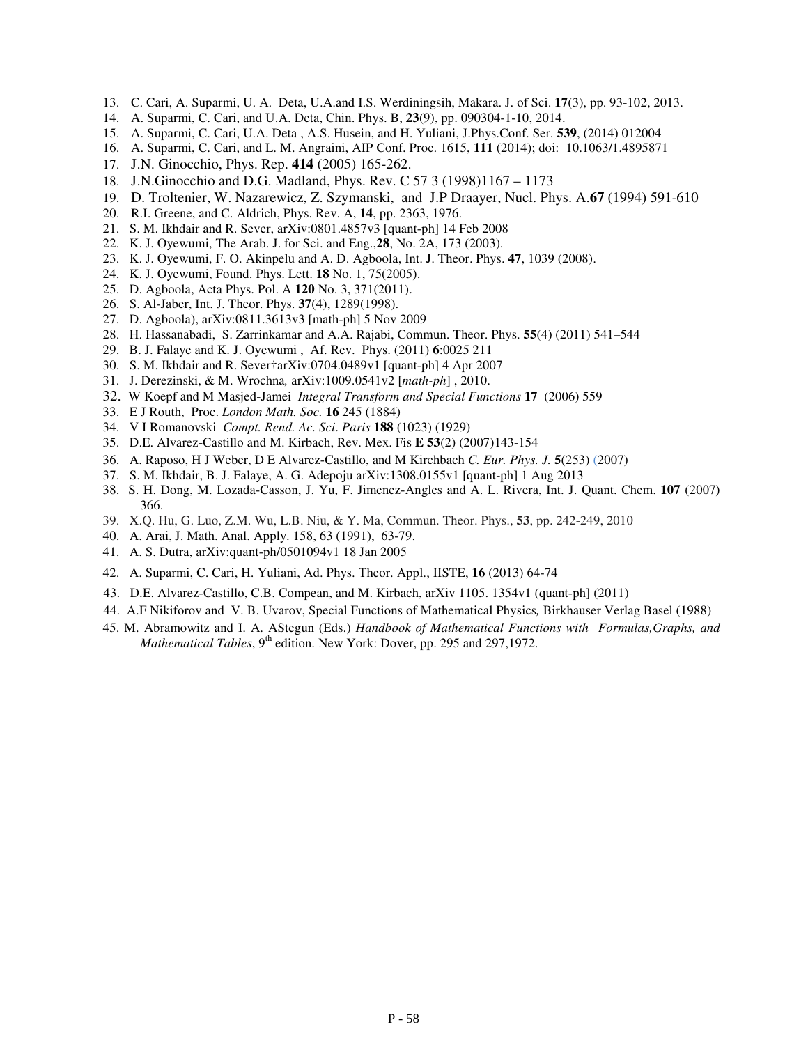13. C. Cari, A. Suparmi, U. A. Deta, U.A.and I.S. Werdiningsih, Makara. J. of Sci. **17**(3), pp. 93-102, 2013.
14. A. Suparmi, C. Cari, and U.A. Deta, Chin. Phys. B, **23**(9), pp. 090304-1-10, 2014.
15. A. Suparmi, C. Cari, U.A. Deta , A.S. Husein, and H. Yuliani, J.Phys.Conf. Ser. **539**, (2014) 012004
16. A. Suparmi, C. Cari, and L. M. Angraini, AIP Conf. Proc. 1615, **111** (2014); doi: 10.1063/1.4895871
17. J.N. Ginocchio, Phys. Rep. **414** (2005) 165-262.
18. J.N.Ginocchio and D.G. Madland, Phys. Rev. C 57 3 (1998)1167 – 1173
19. D. Troltenier, W. Nazarewicz, Z. Szymanski, and J.P Draayer, Nucl. Phys. A.**67** (1994) 591-610
20. R.I. Greene, and C. Aldrich, Phys. Rev. A, **14**, pp. 2363, 1976.
21. S. M. Ikhdair and R. Sever, arXiv:0801.4857v3 [quant-ph] 14 Feb 2008
22. K. J. Oyewumi, The Arab. J. for Sci. and Eng.,**28**, No. 2A, 173 (2003).
23. K. J. Oyewumi, F. O. Akinpelu and A. D. Agboola, Int. J. Theor. Phys. **47**, 1039 (2008).
24. K. J. Oyewumi, Found. Phys. Lett. **18** No. 1, 75(2005).
25. D. Agboola, Acta Phys. Pol. A **120** No. 3, 371(2011).
26. S. Al-Jaber, Int. J. Theor. Phys. **37**(4), 1289(1998).
27. D. Agboola), arXiv:0811.3613v3 [math-ph] 5 Nov 2009
28. H. Hassanabadi, S. Zarrinkamar and A.A. Rajabi, Commun. Theor. Phys. **55**(4) (2011) 541–544
29. B. J. Falaye and K. J. Oyewumi , Af. Rev. Phys. (2011) **6**:0025 211
30. S. M. Ikhdair and R. Sever†arXiv:0704.0489v1 [quant-ph] 4 Apr 2007
31. J. Derezinski, & M. Wrochna*,* arXiv:1009.0541v2 [*math-ph*] , 2010.
32. W Koepf and M Masjed-Jamei *Integral Transform and Special Functions* **17** (2006) 559
33. E J Routh, Proc. *London Math. Soc.* **16** 245 (1884)
34. V I Romanovski *Compt. Rend. Ac. Sci. Paris* **188** (1023) (1929)
35. D.E. Alvarez-Castillo and M. Kirbach, Rev. Mex. Fis **E 53**(2) (2007)143-154
36. A. Raposo, H J Weber, D E Alvarez-Castillo, and M Kirchbach *C. Eur. Phys. J.* **5**(253) (2007)
37. S. M. Ikhdair, B. J. Falaye, A. G. Adepoju arXiv:1308.0155v1 [quant-ph] 1 Aug 2013
38. S. H. Dong, M. Lozada-Casson, J. Yu, F. Jimenez-Angles and A. L. Rivera, Int. J. Quant. Chem. **107** (2007) 366.
39. X.Q. Hu, G. Luo, Z.M. Wu, L.B. Niu, & Y. Ma, Commun. Theor. Phys., **53**, pp. 242-249, 2010
40. A. Arai, J. Math. Anal. Apply. 158, 63 (1991), 63-79.
41. A. S. Dutra, arXiv:quant-ph/0501094v1 18 Jan 2005
42. A. Suparmi, C. Cari, H. Yuliani, Ad. Phys. Theor. Appl., IISTE, **16** (2013) 64-74
43. D.E. Alvarez-Castillo, C.B. Compean, and M. Kirbach, arXiv 1105. 1354v1 (quant-ph] (2011)
44. A.F Nikiforov and V. B. Uvarov, Special Functions of Mathematical Physics*,* Birkhauser Verlag Basel (1988)
45. M. Abramowitz and I. A. AStegun (Eds.) *Handbook of Mathematical Functions with Formulas,Graphs, and Mathematical Tables*, 9th edition. New York: Dover, pp. 295 and 297,1972.